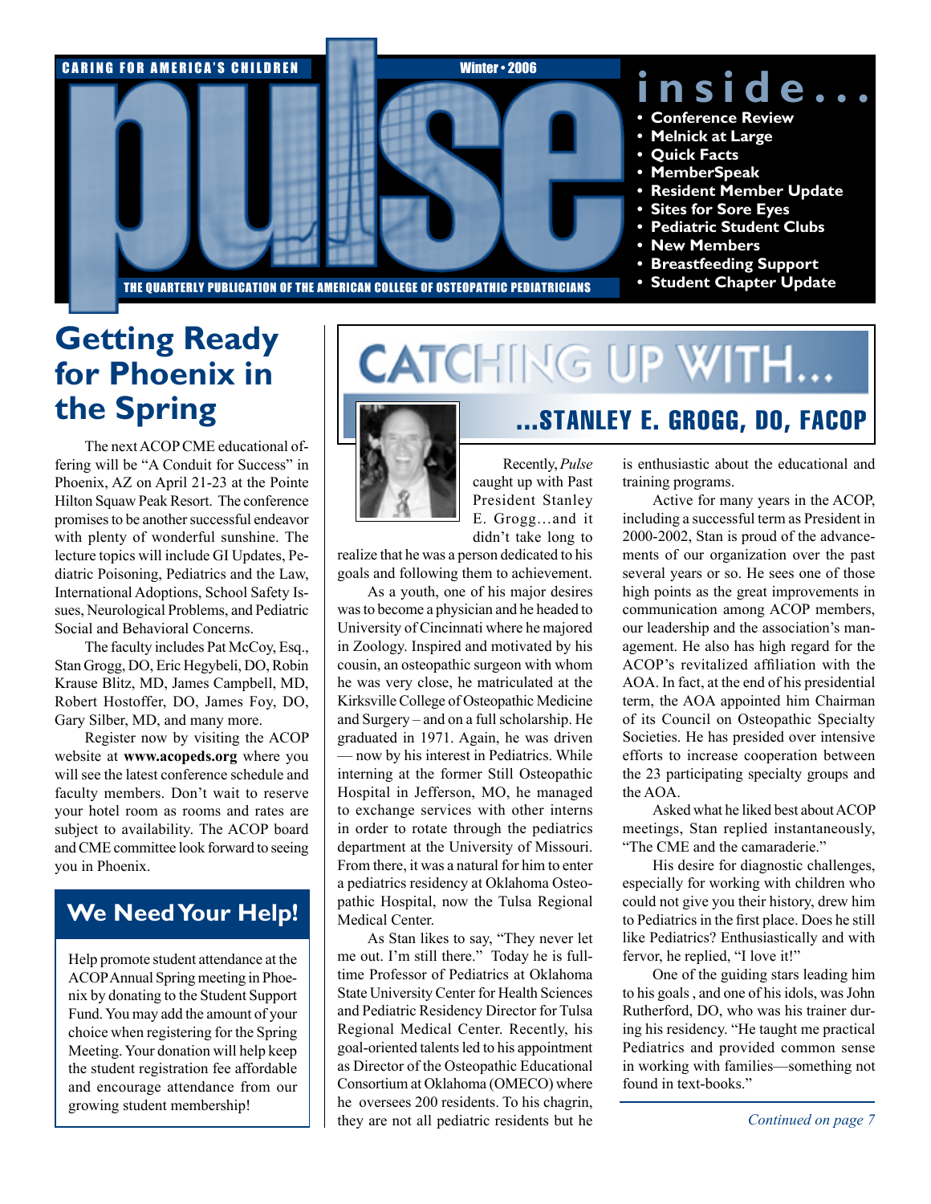CARING FOR AMERICA'S CHILDREN

Winter • 2006

# pulse

THE QUARTERLY PUBLICATION OF THE AMERICAN COLLEGE OF OSTEOPATHIC PEDIATRICIANS

## inside...

- Conference Review
- Melnick at Large
- Quick Facts
- MemberSpeak
- Resident Member Update
- Sites for Sore Eyes
- Pediatric Student Clubs
- New Members
- Breastfeeding Support
- Student Chapter Update

## Getting Ready for Phoenix in the Spring

The next ACOP CME educational offering will be "A Conduit for Success" in Phoenix, AZ on April 21-23 at the Pointe Hilton Squaw Peak Resort. The conference promises to be another successful endeavor with plenty of wonderful sunshine. The lecture topics will include GI Updates, Pediatric Poisoning, Pediatrics and the Law, International Adoptions, School Safety Issues, Neurological Problems, and Pediatric Social and Behavioral Concerns.

The faculty includes Pat McCoy, Esq., Stan Grogg, DO, Eric Hegybeli, DO, Robin Krause Blitz, MD, James Campbell, MD, Robert Hostoffer, DO, James Foy, DO, Gary Silber, MD, and many more.

Register now by visiting the ACOP website at **www.acopeds.org** where you will see the latest conference schedule and faculty members. Don't wait to reserve your hotel room as rooms and rates are subject to availability. The ACOP board and CME committee look forward to seeing you in Phoenix.

## We Need Your Help!

Help promote student attendance at the ACOP Annual Spring meeting in Phoenix by donating to the Student Support Fund. You may add the amount of your choice when registering for the Spring Meeting. Your donation will help keep the student registration fee affordable and encourage attendance from our growing student membership!

## CATCHING UP WITH...

### ...STANLEY E. GROGG, DO, FACOP

Recently, *Pulse* caught up with Past President Stanley E. Grogg…and it didn't take long to realize that he was a person dedicated to his goals and following them to achievement.

As a youth, one of his major desires was to become a physician and he headed to University of Cincinnati where he majored in Zoology. Inspired and motivated by his cousin, an osteopathic surgeon with whom he was very close, he matriculated at the Kirksville College of Osteopathic Medicine and Surgery – and on a full scholarship. He graduated in 1971. Again, he was driven — now by his interest in Pediatrics. While interning at the former Still Osteopathic Hospital in Jefferson, MO, he managed to exchange services with other interns in order to rotate through the pediatrics department at the University of Missouri. From there, it was a natural for him to enter a pediatrics residency at Oklahoma Osteopathic Hospital, now the Tulsa Regional Medical Center.

As Stan likes to say, "They never let me out. I'm still there." Today he is full-time Professor of Pediatrics at Oklahoma State University Center for Health Sciences and Pediatric Residency Director for Tulsa Regional Medical Center. Recently, his goal-oriented talents led to his appointment as Director of the Osteopathic Educational Consortium at Oklahoma (OMECO) where he oversees 200 residents. To his chagrin, they are not all pediatric residents but he is enthusiastic about the educational and training programs.

Active for many years in the ACOP, including a successful term as President in 2000-2002, Stan is proud of the advancements of our organization over the past several years or so. He sees one of those high points as the great improvements in communication among ACOP members, our leadership and the association's management. He also has high regard for the ACOP's revitalized affiliation with the AOA. In fact, at the end of his presidential term, the AOA appointed him Chairman of its Council on Osteopathic Specialty Societies. He has presided over intensive efforts to increase cooperation between the 23 participating specialty groups and the AOA.

Asked what he liked best about ACOP meetings, Stan replied instantaneously, "The CME and the camaraderie."

His desire for diagnostic challenges, especially for working with children who could not give you their history, drew him to Pediatrics in the first place. Does he still like Pediatrics? Enthusiastically and with fervor, he replied, "I love it!"

One of the guiding stars leading him to his goals , and one of his idols, was John Rutherford, DO, who was his trainer during his residency. "He taught me practical Pediatrics and provided common sense in working with families—something not found in text-books."

*Continued on page 7*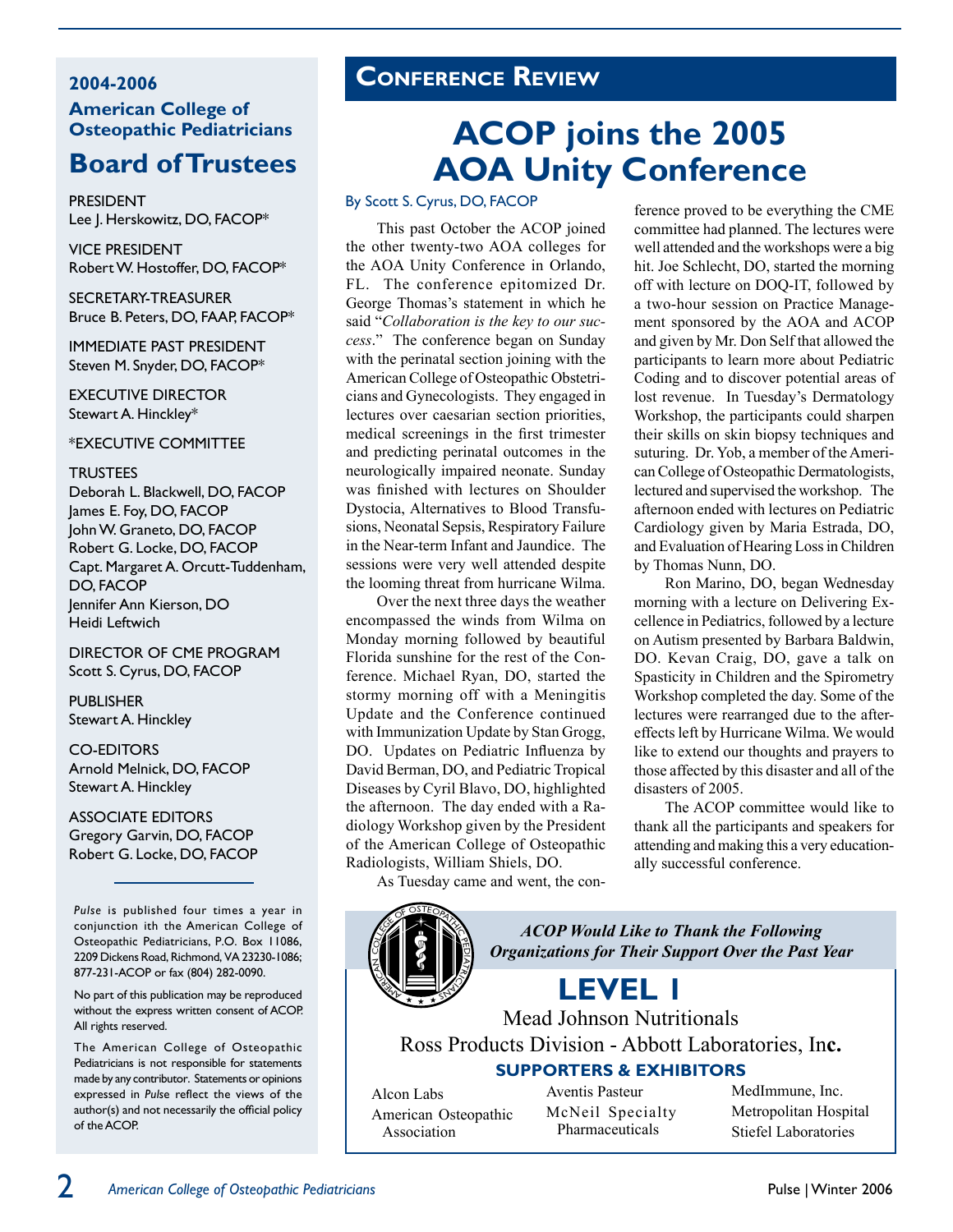## 2004-2006

### American College of Osteopathic Pediatricians

## Board of Trustees

PRESIDENT
Lee J. Herskowitz, DO, FACOP*

VICE PRESIDENT
Robert W. Hostoffer, DO, FACOP*

SECRETARY-TREASURER
Bruce B. Peters, DO, FAAP, FACOP*

IMMEDIATE PAST PRESIDENT
Steven M. Snyder, DO, FACOP*

EXECUTIVE DIRECTOR
Stewart A. Hinckley*

*EXECUTIVE COMMITTEE

TRUSTEES
Deborah L. Blackwell, DO, FACOP
James E. Foy, DO, FACOP
John W. Graneto, DO, FACOP
Robert G. Locke, DO, FACOP
Capt. Margaret A. Orcutt-Tuddenham, DO, FACOP
Jennifer Ann Kierson, DO
Heidi Leftwich

DIRECTOR OF CME PROGRAM
Scott S. Cyrus, DO, FACOP

PUBLISHER
Stewart A. Hinckley

CO-EDITORS
Arnold Melnick, DO, FACOP
Stewart A. Hinckley

ASSOCIATE EDITORS
Gregory Garvin, DO, FACOP
Robert G. Locke, DO, FACOP

*Pulse* is published four times a year in conjunction ith the American College of Osteopathic Pediatricians, P.O. Box 11086, 2209 Dickens Road, Richmond, VA 23230-1086; 877-231-ACOP or fax (804) 282-0090.

No part of this publication may be reproduced without the express written consent of ACOP. All rights reserved.

The American College of Osteopathic Pediatricians is not responsible for statements made by any contributor. Statements or opinions expressed in *Pulse* reflect the views of the author(s) and not necessarily the official policy of the ACOP.

## Conference Review

# ACOP joins the 2005 AOA Unity Conference

By Scott S. Cyrus, DO, FACOP

This past October the ACOP joined the other twenty-two AOA colleges for the AOA Unity Conference in Orlando, FL. The conference epitomized Dr. George Thomas's statement in which he said "*Collaboration is the key to our success*." The conference began on Sunday with the perinatal section joining with the American College of Osteopathic Obstetricians and Gynecologists. They engaged in lectures over caesarian section priorities, medical screenings in the first trimester and predicting perinatal outcomes in the neurologically impaired neonate. Sunday was finished with lectures on Shoulder Dystocia, Alternatives to Blood Transfusions, Neonatal Sepsis, Respiratory Failure in the Near-term Infant and Jaundice. The sessions were very well attended despite the looming threat from hurricane Wilma.

Over the next three days the weather encompassed the winds from Wilma on Monday morning followed by beautiful Florida sunshine for the rest of the Conference. Michael Ryan, DO, started the stormy morning off with a Meningitis Update and the Conference continued with Immunization Update by Stan Grogg, DO. Updates on Pediatric Influenza by David Berman, DO, and Pediatric Tropical Diseases by Cyril Blavo, DO, highlighted the afternoon. The day ended with a Radiology Workshop given by the President of the American College of Osteopathic Radiologists, William Shiels, DO.

As Tuesday came and went, the conference proved to be everything the CME committee had planned. The lectures were well attended and the workshops were a big hit. Joe Schlecht, DO, started the morning off with lecture on DOQ-IT, followed by a two-hour session on Practice Management sponsored by the AOA and ACOP and given by Mr. Don Self that allowed the participants to learn more about Pediatric Coding and to discover potential areas of lost revenue. In Tuesday's Dermatology Workshop, the participants could sharpen their skills on skin biopsy techniques and suturing. Dr. Yob, a member of the American College of Osteopathic Dermatologists, lectured and supervised the workshop. The afternoon ended with lectures on Pediatric Cardiology given by Maria Estrada, DO, and Evaluation of Hearing Loss in Children by Thomas Nunn, DO.

Ron Marino, DO, began Wednesday morning with a lecture on Delivering Excellence in Pediatrics, followed by a lecture on Autism presented by Barbara Baldwin, DO. Kevan Craig, DO, gave a talk on Spasticity in Children and the Spirometry Workshop completed the day. Some of the lectures were rearranged due to the aftereffects left by Hurricane Wilma. We would like to extend our thoughts and prayers to those affected by this disaster and all of the disasters of 2005.

The ACOP committee would like to thank all the participants and speakers for attending and making this a very educationally successful conference.

***ACOP Would Like to Thank the Following Organizations for Their Support Over the Past Year***

## LEVEL 1

Mead Johnson Nutritionals

Ross Products Division - Abbott Laboratories, Inc.

### SUPPORTERS & EXHIBITORS

Alcon Labs
American Osteopathic Association
Aventis Pasteur
McNeil Specialty Pharmaceuticals
MedImmune, Inc.
Metropolitan Hospital
Stiefel Laboratories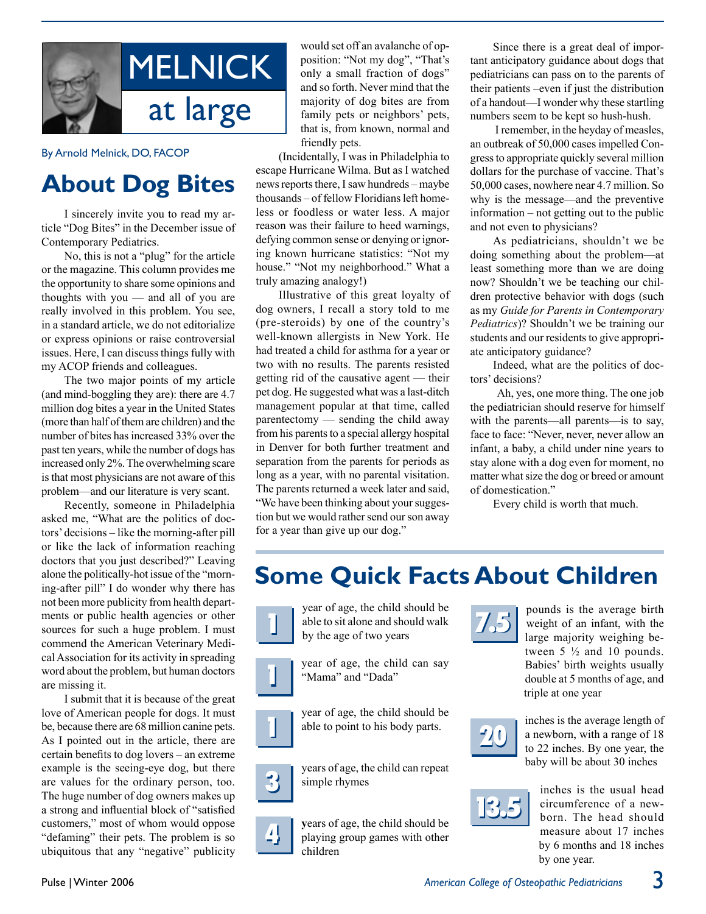# MELNICK at large

By Arnold Melnick, DO, FACOP

## About Dog Bites

I sincerely invite you to read my article "Dog Bites" in the December issue of Contemporary Pediatrics.

No, this is not a "plug" for the article or the magazine. This column provides me the opportunity to share some opinions and thoughts with you — and all of you are really involved in this problem. You see, in a standard article, we do not editorialize or express opinions or raise controversial issues. Here, I can discuss things fully with my ACOP friends and colleagues.

The two major points of my article (and mind-boggling they are): there are 4.7 million dog bites a year in the United States (more than half of them are children) and the number of bites has increased 33% over the past ten years, while the number of dogs has increased only 2%. The overwhelming scare is that most physicians are not aware of this problem—and our literature is very scant.

Recently, someone in Philadelphia asked me, "What are the politics of doctors' decisions – like the morning-after pill or like the lack of information reaching doctors that you just described?" Leaving alone the politically-hot issue of the "morning-after pill" I do wonder why there has not been more publicity from health departments or public health agencies or other sources for such a huge problem. I must commend the American Veterinary Medical Association for its activity in spreading word about the problem, but human doctors are missing it.

I submit that it is because of the great love of American people for dogs. It must be, because there are 68 million canine pets. As I pointed out in the article, there are certain benefits to dog lovers – an extreme example is the seeing-eye dog, but there are values for the ordinary person, too. The huge number of dog owners makes up a strong and influential block of "satisfied customers," most of whom would oppose "defaming" their pets. The problem is so ubiquitous that any "negative" publicity would set off an avalanche of opposition: "Not my dog", "That's only a small fraction of dogs" and so forth. Never mind that the majority of dog bites are from family pets or neighbors' pets, that is, from known, normal and friendly pets.

(Incidentally, I was in Philadelphia to escape Hurricane Wilma. But as I watched news reports there, I saw hundreds – maybe thousands – of fellow Floridians left homeless or foodless or water less. A major reason was their failure to heed warnings, defying common sense or denying or ignoring known hurricane statistics: "Not my house." "Not my neighborhood." What a truly amazing analogy!)

Illustrative of this great loyalty of dog owners, I recall a story told to me (pre-steroids) by one of the country's well-known allergists in New York. He had treated a child for asthma for a year or two with no results. The parents resisted getting rid of the causative agent — their pet dog. He suggested what was a last-ditch management popular at that time, called parentectomy — sending the child away from his parents to a special allergy hospital in Denver for both further treatment and separation from the parents for periods as long as a year, with no parental visitation. The parents returned a week later and said, "We have been thinking about your suggestion but we would rather send our son away for a year than give up our dog."

Since there is a great deal of important anticipatory guidance about dogs that pediatricians can pass on to the parents of their patients –even if just the distribution of a handout—I wonder why these startling numbers seem to be kept so hush-hush.

I remember, in the heyday of measles, an outbreak of 50,000 cases impelled Congress to appropriate quickly several million dollars for the purchase of vaccine. That's 50,000 cases, nowhere near 4.7 million. So why is the message—and the preventive information – not getting out to the public and not even to physicians?

As pediatricians, shouldn't we be doing something about the problem—at least something more than we are doing now? Shouldn't we be teaching our children protective behavior with dogs (such as my *Guide for Parents in Contemporary Pediatrics*)? Shouldn't we be training our students and our residents to give appropriate anticipatory guidance?

Indeed, what are the politics of doctors' decisions?

Ah, yes, one more thing. The one job the pediatrician should reserve for himself with the parents—all parents—is to say, face to face: "Never, never, never allow an infant, a baby, a child under nine years to stay alone with a dog even for moment, no matter what size the dog or breed or amount of domestication."

Every child is worth that much.

## Some Quick Facts About Children

**1** year of age, the child should be able to sit alone and should walk by the age of two years

**1** year of age, the child can say "Mama" and "Dada"

**1** year of age, the child should be able to point to his body parts.

**3** years of age, the child can repeat simple rhymes

**4** years of age, the child should be playing group games with other children

**7.5** pounds is the average birth weight of an infant, with the large majority weighing between 5 ½ and 10 pounds. Babies' birth weights usually double at 5 months of age, and triple at one year

**20** inches is the average length of a newborn, with a range of 18 to 22 inches. By one year, the baby will be about 30 inches

**13.5** inches is the usual head circumference of a newborn. The head should measure about 17 inches by 6 months and 18 inches by one year.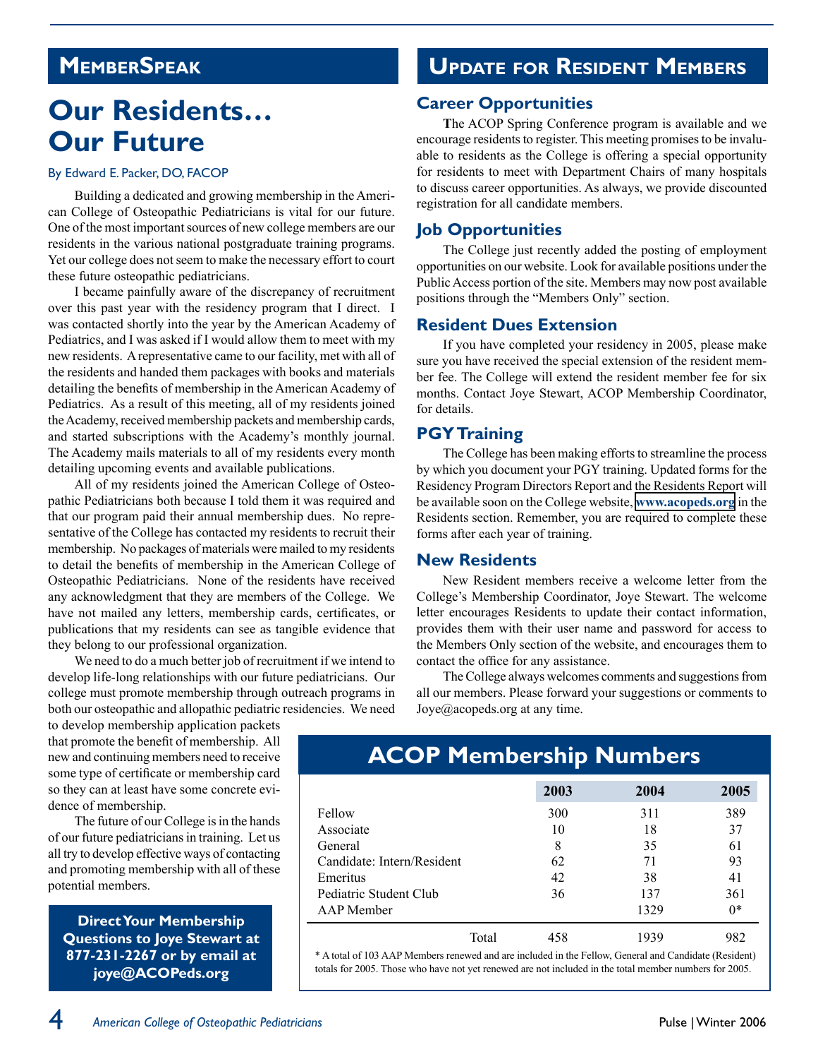## MemberSpeak

# Our Residents… Our Future

By Edward E. Packer, DO, FACOP

Building a dedicated and growing membership in the American College of Osteopathic Pediatricians is vital for our future. One of the most important sources of new college members are our residents in the various national postgraduate training programs. Yet our college does not seem to make the necessary effort to court these future osteopathic pediatricians.

I became painfully aware of the discrepancy of recruitment over this past year with the residency program that I direct. I was contacted shortly into the year by the American Academy of Pediatrics, and I was asked if I would allow them to meet with my new residents. A representative came to our facility, met with all of the residents and handed them packages with books and materials detailing the benefits of membership in the American Academy of Pediatrics. As a result of this meeting, all of my residents joined the Academy, received membership packets and membership cards, and started subscriptions with the Academy's monthly journal. The Academy mails materials to all of my residents every month detailing upcoming events and available publications.

All of my residents joined the American College of Osteopathic Pediatricians both because I told them it was required and that our program paid their annual membership dues. No representative of the College has contacted my residents to recruit their membership. No packages of materials were mailed to my residents to detail the benefits of membership in the American College of Osteopathic Pediatricians. None of the residents have received any acknowledgment that they are members of the College. We have not mailed any letters, membership cards, certificates, or publications that my residents can see as tangible evidence that they belong to our professional organization.

We need to do a much better job of recruitment if we intend to develop life-long relationships with our future pediatricians. Our college must promote membership through outreach programs in both our osteopathic and allopathic pediatric residencies. We need to develop membership application packets that promote the benefit of membership. All new and continuing members need to receive some type of certificate or membership card so they can at least have some concrete evidence of membership.

The future of our College is in the hands of our future pediatricians in training. Let us all try to develop effective ways of contacting and promoting membership with all of these potential members.

**Direct Your Membership Questions to Joye Stewart at 877-231-2267 or by email at joye@ACOPeds.org**

## Update for Resident Members

### Career Opportunities

The ACOP Spring Conference program is available and we encourage residents to register. This meeting promises to be invaluable to residents as the College is offering a special opportunity for residents to meet with Department Chairs of many hospitals to discuss career opportunities. As always, we provide discounted registration for all candidate members.

### Job Opportunities

The College just recently added the posting of employment opportunities on our website. Look for available positions under the Public Access portion of the site. Members may now post available positions through the "Members Only" section.

### Resident Dues Extension

If you have completed your residency in 2005, please make sure you have received the special extension of the resident member fee. The College will extend the resident member fee for six months. Contact Joye Stewart, ACOP Membership Coordinator, for details.

### PGY Training

The College has been making efforts to streamline the process by which you document your PGY training. Updated forms for the Residency Program Directors Report and the Residents Report will be available soon on the College website, www.acopeds.org in the Residents section. Remember, you are required to complete these forms after each year of training.

### New Residents

New Resident members receive a welcome letter from the College's Membership Coordinator, Joye Stewart. The welcome letter encourages Residents to update their contact information, provides them with their user name and password for access to the Members Only section of the website, and encourages them to contact the office for any assistance.

The College always welcomes comments and suggestions from all our members. Please forward your suggestions or comments to Joye@acopeds.org at any time.

## ACOP Membership Numbers

| | 2003 | 2004 | 2005 |
|---|---|---|---|
| Fellow | 300 | 311 | 389 |
| Associate | 10 | 18 | 37 |
| General | 8 | 35 | 61 |
| Candidate: Intern/Resident | 62 | 71 | 93 |
| Emeritus | 42 | 38 | 41 |
| Pediatric Student Club | 36 | 137 | 361 |
| AAP Member | | 1329 | 0* |
| Total | 458 | 1939 | 982 |

* A total of 103 AAP Members renewed and are included in the Fellow, General and Candidate (Resident) totals for 2005. Those who have not yet renewed are not included in the total member numbers for 2005.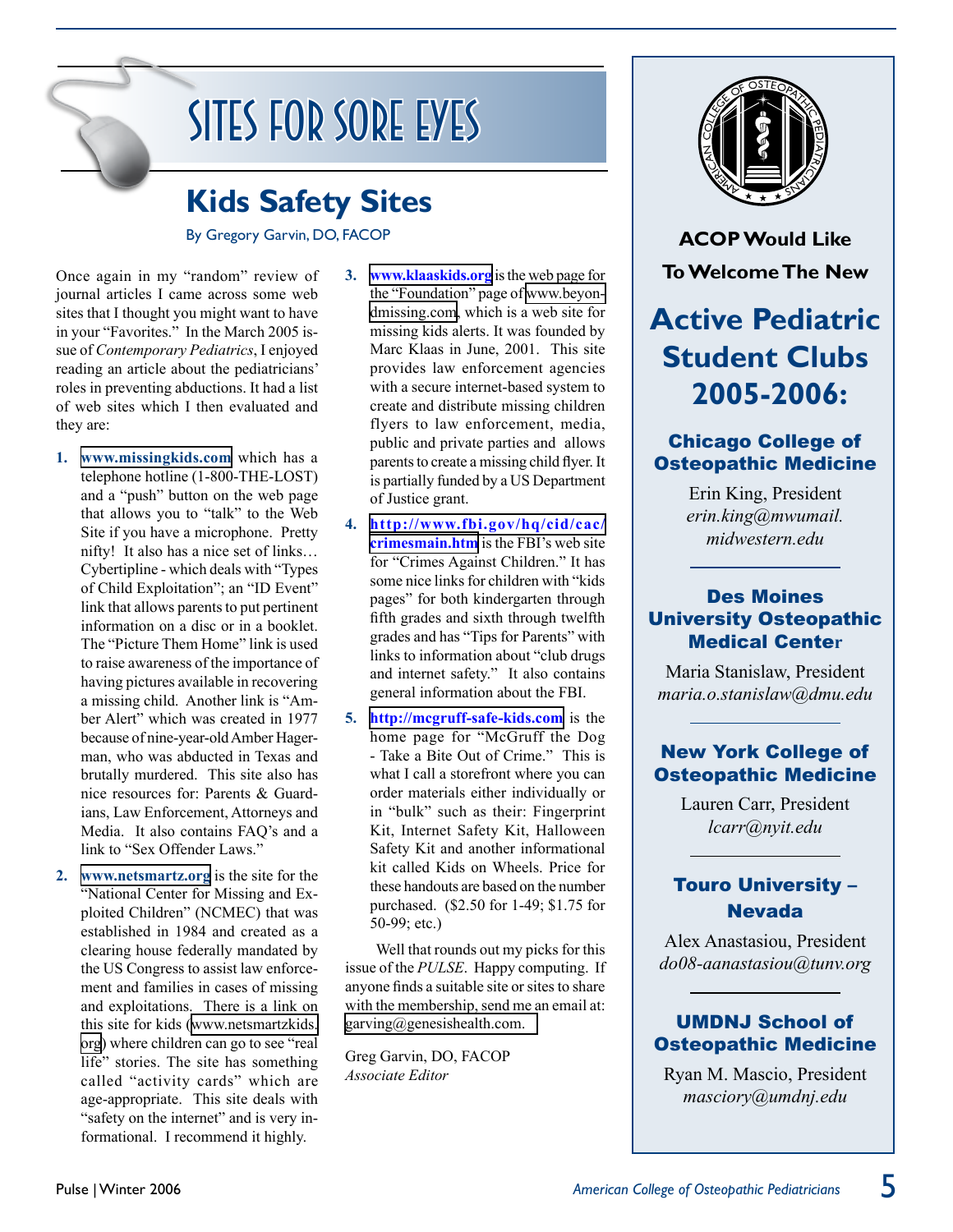# SITES FOR SORE EYES

## Kids Safety Sites

By Gregory Garvin, DO, FACOP

Once again in my "random" review of journal articles I came across some web sites that I thought you might want to have in your "Favorites." In the March 2005 issue of *Contemporary Pediatrics*, I enjoyed reading an article about the pediatricians' roles in preventing abductions. It had a list of web sites which I then evaluated and they are:

1. **www.missingkids.com** which has a telephone hotline (1-800-THE-LOST) and a "push" button on the web page that allows you to "talk" to the Web Site if you have a microphone. Pretty nifty! It also has a nice set of links… Cybertipline - which deals with "Types of Child Exploitation"; an "ID Event" link that allows parents to put pertinent information on a disc or in a booklet. The "Picture Them Home" link is used to raise awareness of the importance of having pictures available in recovering a missing child. Another link is "Amber Alert" which was created in 1977 because of nine-year-old Amber Hagerman, who was abducted in Texas and brutally murdered. This site also has nice resources for: Parents & Guardians, Law Enforcement, Attorneys and Media. It also contains FAQ's and a link to "Sex Offender Laws."

2. **www.netsmartz.org** is the site for the "National Center for Missing and Exploited Children" (NCMEC) that was established in 1984 and created as a clearing house federally mandated by the US Congress to assist law enforcement and families in cases of missing and exploitations. There is a link on this site for kids (www.netsmartzkids.org) where children can go to see "real life" stories. The site has something called "activity cards" which are age-appropriate. This site deals with "safety on the internet" and is very informational. I recommend it highly.

3. **www.klaaskids.org** is the web page for the "Foundation" page of www.beyondmissing.com, which is a web site for missing kids alerts. It was founded by Marc Klaas in June, 2001. This site provides law enforcement agencies with a secure internet-based system to create and distribute missing children flyers to law enforcement, media, public and private parties and allows parents to create a missing child flyer. It is partially funded by a US Department of Justice grant.

4. **http://www.fbi.gov/hq/cid/cac/crimesmain.htm** is the FBI's web site for "Crimes Against Children." It has some nice links for children with "kids pages" for both kindergarten through fifth grades and sixth through twelfth grades and has "Tips for Parents" with links to information about "club drugs and internet safety." It also contains general information about the FBI.

5. **http://mcgruff-safe-kids.com** is the home page for "McGruff the Dog - Take a Bite Out of Crime." This is what I call a storefront where you can order materials either individually or in "bulk" such as their: Fingerprint Kit, Internet Safety Kit, Halloween Safety Kit and another informational kit called Kids on Wheels. Price for these handouts are based on the number purchased. ($2.50 for 1-49; $1.75 for 50-99; etc.)

Well that rounds out my picks for this issue of the *PULSE*. Happy computing. If anyone finds a suitable site or sites to share with the membership, send me an email at: garving@genesishealth.com.

Greg Garvin, DO, FACOP
*Associate Editor*

---

**ACOP Would Like To Welcome The New**

## Active Pediatric Student Clubs 2005-2006:

### Chicago College of Osteopathic Medicine

Erin King, President
*erin.king@mwumail.midwestern.edu*

### Des Moines University Osteopathic Medical Center

Maria Stanislaw, President
*maria.o.stanislaw@dmu.edu*

### New York College of Osteopathic Medicine

Lauren Carr, President
*lcarr@nyit.edu*

### Touro University – Nevada

Alex Anastasiou, President
*do08-aanastasiou@tunv.org*

### UMDNJ School of Osteopathic Medicine

Ryan M. Mascio, President
*masciory@umdnj.edu*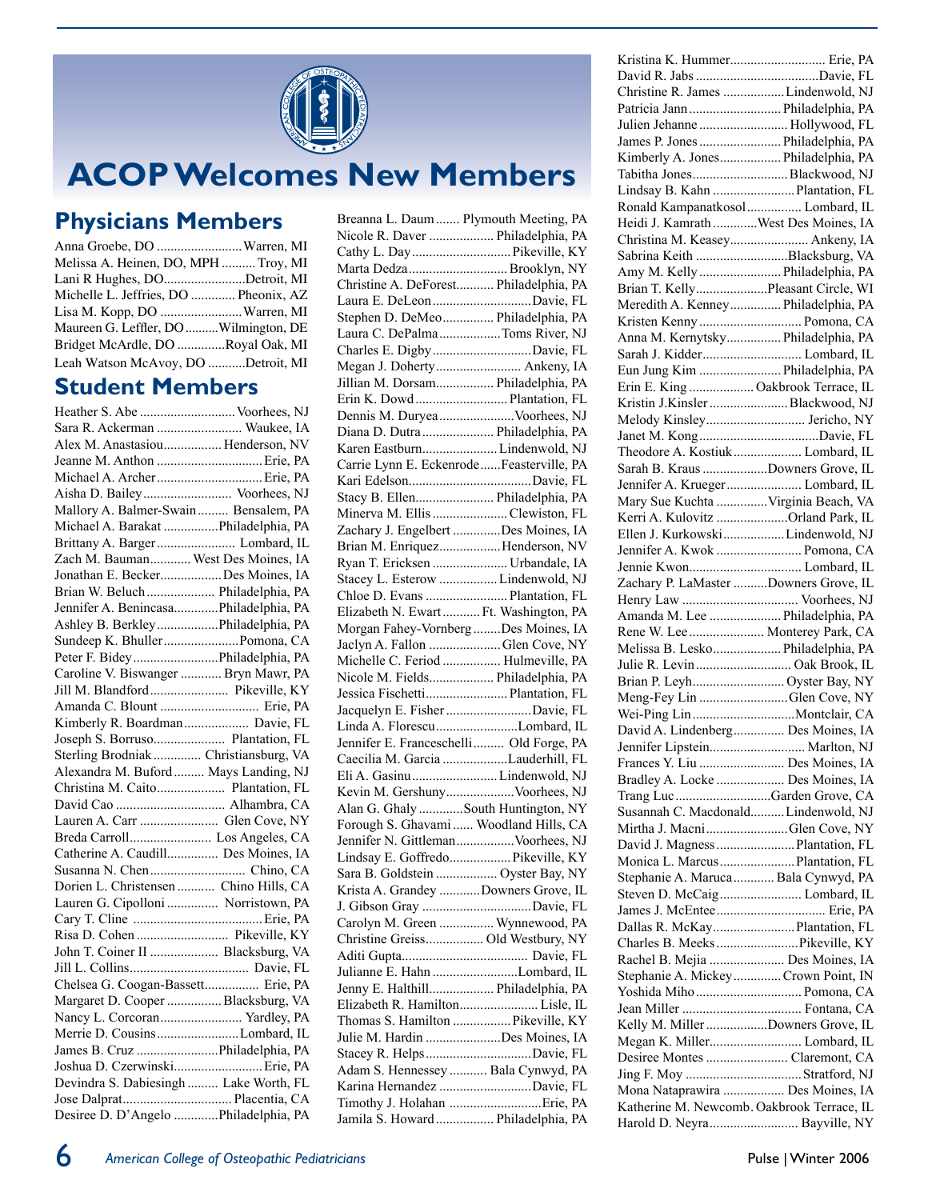# ACOP Welcomes New Members

## Physicians Members

Anna Groebe, DO ......................... Warren, MI
Melissa A. Heinen, DO, MPH .......... Troy, MI
Lani R Hughes, DO........................ Detroit, MI
Michelle L. Jeffries, DO ............. Pheonix, AZ
Lisa M. Kopp, DO ........................ Warren, MI
Maureen G. Leffler, DO .......... Wilmington, DE
Bridget McArdle, DO .............. Royal Oak, MI
Leah Watson McAvoy, DO ........... Detroit, MI

## Student Members

Heather S. Abe ............................ Voorhees, NJ
Sara R. Ackerman ......................... Waukee, IA
Alex M. Anastasiou................. Henderson, NV
Jeanne M. Anthon ............................... Erie, PA
Michael A. Archer................................ Erie, PA
Aisha D. Bailey.......................... Voorhees, NJ
Mallory A. Balmer-Swain ......... Bensalem, PA
Michael A. Barakat ................ Philadelphia, PA
Brittany A. Barger....................... Lombard, IL
Zach M. Bauman............ West Des Moines, IA
Jonathan E. Becker.................. Des Moines, IA
Brian W. Beluch .................... Philadelphia, PA
Jennifer A. Benincasa............. Philadelphia, PA
Ashley B. Berkley.................. Philadelphia, PA
Sundeep K. Bhuller...................... Pomona, CA
Peter F. Bidey......................... Philadelphia, PA
Caroline V. Biswanger ............ Bryn Mawr, PA
Jill M. Blandford....................... Pikeville, KY
Amanda C. Blount ............................ Erie, PA
Kimberly R. Boardman.................. Davie, FL
Joseph S. Borruso..................... Plantation, FL
Sterling Brodniak ............. Christiansburg, VA
Alexandra M. Buford ......... Mays Landing, NJ
Christina M. Caito.................... Plantation, FL
David Cao ................................ Alhambra, CA
Lauren A. Carr ....................... Glen Cove, NY
Breda Carroll........................ Los Angeles, CA
Catherine A. Caudill............... Des Moines, IA
Susanna N. Chen............................ Chino, CA
Dorien L. Christensen ........... Chino Hills, CA
Lauren G. Cipolloni ............... Norristown, PA
Cary T. Cline ...................................... Erie, PA
Risa D. Cohen ........................... Pikeville, KY
John T. Coiner II .................... Blacksburg, VA
Jill L. Collins.................................. Davie, FL
Chelsea G. Coogan-Bassett................ Erie, PA
Margaret D. Cooper ................ Blacksburg, VA
Nancy L. Corcoran........................ Yardley, PA
Merrie D. Cousins........................ Lombard, IL
James B. Cruz ........................ Philadelphia, PA
Joshua D. Czerwinski.......................... Erie, PA
Devindra S. Dabiesingh ......... Lake Worth, FL
Jose Dalprat................................ Placentia, CA
Desiree D. D'Angelo ............ Philadelphia, PA
Breanna L. Daum ....... Plymouth Meeting, PA
Nicole R. Daver ................... Philadelphia, PA
Cathy L. Day ............................. Pikeville, KY
Marta Dedza ............................. Brooklyn, NY
Christine A. DeForest........... Philadelphia, PA
Laura E. DeLeon ............................. Davie, FL
Stephen D. DeMeo............... Philadelphia, PA
Laura C. DePalma ................. Toms River, NJ
Charles E. Digby ............................. Davie, FL
Megan J. Doherty......................... Ankeny, IA
Jillian M. Dorsam................. Philadelphia, PA
Erin K. Dowd ........................... Plantation, FL
Dennis M. Duryea...................... Voorhees, NJ
Diana D. Dutra ..................... Philadelphia, PA
Karen Eastburn...................... Lindenwold, NJ
Carrie Lynn E. Eckenrode...... Feasterville, PA
Kari Edelson.................................... Davie, FL
Stacy B. Ellen....................... Philadelphia, PA
Minerva M. Ellis ...................... Clewiston, FL
Zachary J. Engelbert .............. Des Moines, IA
Brian M. Enriquez.................. Henderson, NV
Ryan T. Ericksen ...................... Urbandale, IA
Stacey L. Esterow ................. Lindenwold, NJ
Chloe D. Evans ........................ Plantation, FL
Elizabeth N. Ewart........... Ft. Washington, PA
Morgan Fahey-Vornberg ........ Des Moines, IA
Jaclyn A. Fallon ..................... Glen Cove, NY
Michelle C. Feriod ................. Hulmeville, PA
Nicole M. Fields.................. Philadelphia, PA
Jessica Fischetti........................ Plantation, FL
Jacquelyn E. Fisher ......................... Davie, FL
Linda A. Florescu........................ Lombard, IL
Jennifer E. Franceschelli......... Old Forge, PA
Caecilia M. Garcia .................. Lauderhill, FL
Eli A. Gasinu ......................... Lindenwold, NJ
Kevin M. Gershuny.................... Voorhees, NJ
Alan G. Ghaly ............. South Huntington, NY
Forough S. Ghavami ...... Woodland Hills, CA
Jennifer N. Gittleman................ Voorhees, NJ
Lindsay E. Goffredo................. Pikeville, KY
Sara B. Goldstein ................. Oyster Bay, NY
Krista A. Grandey ........... Downers Grove, IL
J. Gibson Gray ................................ Davie, FL
Carolyn M. Green ................ Wynnewood, PA
Christine Greiss................ Old Westbury, NY
Aditi Gupta..................................... Davie, FL
Julianne E. Hahn ......................... Lombard, IL
Jenny E. Halthill................... Philadelphia, PA
Elizabeth R. Hamilton....................... Lisle, IL
Thomas S. Hamilton ................. Pikeville, KY
Julie M. Hardin ...................... Des Moines, IA
Stacey R. Helps............................... Davie, FL
Adam S. Hennessey ........... Bala Cynwyd, PA
Karina Hernandez ........................... Davie, FL
Timothy J. Holahan ........................... Erie, PA
Jamila S. Howard ................. Philadelphia, PA
Kristina K. Hummer............................ Erie, PA
David R. Jabs .................................... Davie, FL
Christine R. James .................. Lindenwold, NJ
Patricia Jann .......................... Philadelphia, PA
Julien Jehanne .......................... Hollywood, FL
James P. Jones ........................ Philadelphia, PA
Kimberly A. Jones.................. Philadelphia, PA
Tabitha Jones............................ Blackwood, NJ
Lindsay B. Kahn ........................ Plantation, FL
Ronald Kampanatkosol................ Lombard, IL
Heidi J. Kamrath ............ West Des Moines, IA
Christina M. Keasey....................... Ankeny, IA
Sabrina Keith ........................... Blacksburg, VA
Amy M. Kelly ........................ Philadelphia, PA
Brian T. Kelly..................... Pleasant Circle, WI
Meredith A. Kenney............... Philadelphia, PA
Kristen Kenny ............................. Pomona, CA
Anna M. Kernytsky................ Philadelphia, PA
Sarah J. Kidder............................. Lombard, IL
Eun Jung Kim ........................ Philadelphia, PA
Erin E. King .................. Oakbrook Terrace, IL
Kristin J.Kinsler ....................... Blackwood, NJ
Melody Kinsley............................. Jericho, NY
Janet M. Kong................................... Davie, FL
Theodore A. Kostiuk.................... Lombard, IL
Sarah B. Kraus ................... Downers Grove, IL
Jennifer A. Krueger...................... Lombard, IL
Mary Sue Kuchta ............... Virginia Beach, VA
Kerri A. Kulovitz ..................... Orland Park, IL
Ellen J. Kurkowski................. Lindenwold, NJ
Jennifer A. Kwok ......................... Pomona, CA
Jennie Kwon................................. Lombard, IL
Zachary P. LaMaster .......... Downers Grove, IL
Henry Law ................................. Voorhees, NJ
Amanda M. Lee ..................... Philadelphia, PA
Rene W. Lee ...................... Monterey Park, CA
Melissa B. Lesko.................... Philadelphia, PA
Julie R. Levin ............................ Oak Brook, IL
Brian P. Leyh........................... Oyster Bay, NY
Meng-Fey Lin .......................... Glen Cove, NY
Wei-Ping Lin ............................. Montclair, CA
David A. Lindenberg............... Des Moines, IA
Jennifer Lipstein............................ Marlton, NJ
Frances Y. Liu ......................... Des Moines, IA
Bradley A. Locke .................... Des Moines, IA
Trang Luc ........................... Garden Grove, CA
Susannah C. Macdonald.......... Lindenwold, NJ
Mirtha J. Macni........................ Glen Cove, NY
David J. Magness ....................... Plantation, FL
Monica L. Marcus...................... Plantation, FL
Stephanie A. Maruca............ Bala Cynwyd, PA
Steven D. McCaig........................ Lombard, IL
James J. McEntee................................ Erie, PA
Dallas R. McKay........................ Plantation, FL
Charles B. Meeks ........................ Pikeville, KY
Rachel B. Mejia ...................... Des Moines, IA
Stephanie A. Mickey............. Crown Point, IN
Yoshida Miho ............................... Pomona, CA
Jean Miller .................................. Fontana, CA
Kelly M. Miller .................. Downers Grove, IL
Megan K. Miller........................... Lombard, IL
Desiree Montes ........................ Claremont, CA
Jing F. Moy ................................. Stratford, NJ
Mona Nataprawira .................. Des Moines, IA
Katherine M. Newcomb. Oakbrook Terrace, IL
Harold D. Neyra.......................... Bayville, NY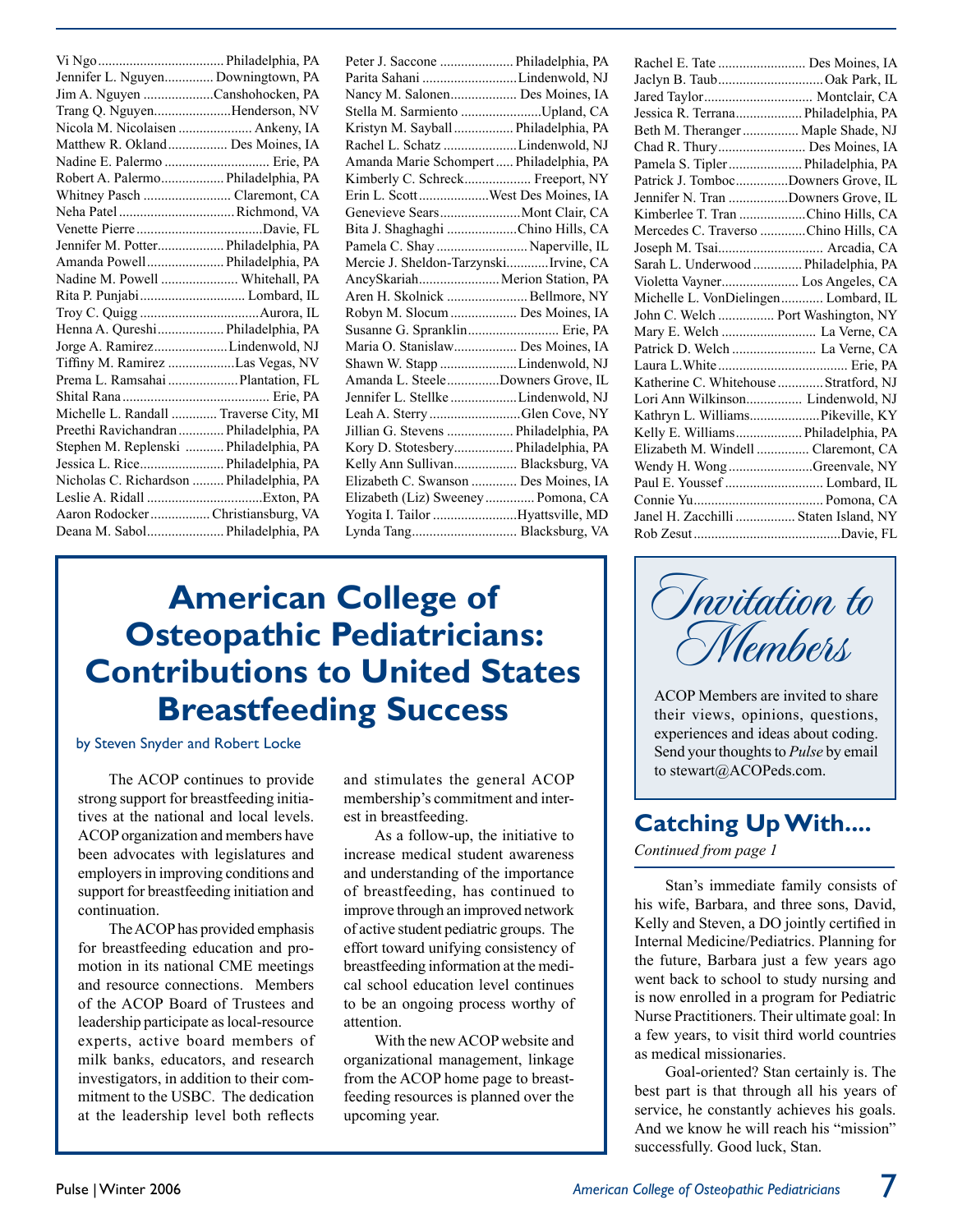Vi Ngo .................................... Philadelphia, PA
Jennifer L. Nguyen............. Downingtown, PA
Jim A. Nguyen ....................Canshohocken, PA
Trang Q. Nguyen......................Henderson, NV
Nicola M. Nicolaisen ..................... Ankeny, IA
Matthew R. Okland................. Des Moines, IA
Nadine E. Palermo .............................. Erie, PA
Robert A. Palermo.................. Philadelphia, PA
Whitney Pasch ......................... Claremont, CA
Neha Patel .................................Richmond, VA
Venette Pierre ....................................Davie, FL
Jennifer M. Potter................... Philadelphia, PA
Amanda Powell...................... Philadelphia, PA
Nadine M. Powell ...................... Whitehall, PA
Rita P. Punjabi .............................. Lombard, IL
Troy C. Quigg ..................................Aurora, IL
Henna A. Qureshi................... Philadelphia, PA
Jorge A. Ramirez.....................Lindenwold, NJ
Tiffiny M. Ramirez ...................Las Vegas, NV
Prema L. Ramsahai ....................Plantation, FL
Shital Rana .......................................... Erie, PA
Michelle L. Randall ............ Traverse City, MI
Preethi Ravichandran ............. Philadelphia, PA
Stephen M. Replenski ........... Philadelphia, PA
Jessica L. Rice........................ Philadelphia, PA
Nicholas C. Richardson ......... Philadelphia, PA
Leslie A. Ridall .................................Exton, PA
Aaron Rodocker................. Christiansburg, VA
Deana M. Sabol...................... Philadelphia, PA
Peter J. Saccone ..................... Philadelphia, PA
Parita Sahani ...........................Lindenwold, NJ
Nancy M. Salonen................... Des Moines, IA
Stella M. Sarmiento .......................Upland, CA
Kristyn M. Sayball ................. Philadelphia, PA
Rachel L. Schatz .....................Lindenwold, NJ
Amanda Marie Schompert..... Philadelphia, PA
Kimberly C. Schreck................... Freeport, NY
Erin L. Scott....................West Des Moines, IA
Genevieve Sears.......................Mont Clair, CA
Bita J. Shaghaghi ....................Chino Hills, CA
Pamela C. Shay .......................... Naperville, IL
Mercie J. Sheldon-Tarzynski............Irvine, CA
AncySkariah....................... Merion Station, PA
Aren H. Skolnick ....................... Bellmore, NY
Robyn M. Slocum ................... Des Moines, IA
Susanne G. Spranklin.......................... Erie, PA
Maria O. Stanislaw.................. Des Moines, IA
Shawn W. Stapp ......................Lindenwold, NJ
Amanda L. Steele..............Downers Grove, IL
Jennifer L. Stellke ...................Lindenwold, NJ
Leah A. Sterry ..........................Glen Cove, NY
Jillian G. Stevens ................... Philadelphia, PA
Kory D. Stotesbery................. Philadelphia, PA
Kelly Ann Sullivan.................. Blacksburg, VA
Elizabeth C. Swanson ............ Des Moines, IA
Elizabeth (Liz) Sweeney ............. Pomona, CA
Yogita I. Tailor ........................Hyattsville, MD
Lynda Tang............................. Blacksburg, VA
Rachel E. Tate ......................... Des Moines, IA
Jaclyn B. Taub.............................Oak Park, IL
Jared Taylor............................... Montclair, CA
Jessica R. Terrana................... Philadelphia, PA
Beth M. Theranger ................ Maple Shade, NJ
Chad R. Thury......................... Des Moines, IA
Pamela S. Tipler..................... Philadelphia, PA
Patrick J. Tomboc...............Downers Grove, IL
Jennifer N. Tran .................Downers Grove, IL
Kimberlee T. Tran ...................Chino Hills, CA
Mercedes C. Traverso .............Chino Hills, CA
Joseph M. Tsai.............................. Arcadia, CA
Sarah L. Underwood .............. Philadelphia, PA
Violetta Vayner...................... Los Angeles, CA
Michelle L. VonDielingen............ Lombard, IL
John C. Welch ................ Port Washington, NY
Mary E. Welch ........................... La Verne, CA
Patrick D. Welch ........................ La Verne, CA
Laura L.White ..................................... Erie, PA
Katherine C. Whitehouse ............. Stratford, NJ
Lori Ann Wilkinson................ Lindenwold, NJ
Kathryn L. Williams....................Pikeville, KY
Kelly E. Williams................... Philadelphia, PA
Elizabeth M. Windell ............... Claremont, CA
Wendy H. Wong ........................Greenvale, NY
Paul E. Youssef ............................ Lombard, IL
Connie Yu..................................... Pomona, CA
Janel H. Zacchilli ................. Staten Island, NY
Rob Zesut ..........................................Davie, FL

# American College of Osteopathic Pediatricians: Contributions to United States Breastfeeding Success

by Steven Snyder and Robert Locke

The ACOP continues to provide strong support for breastfeeding initiatives at the national and local levels. ACOP organization and members have been advocates with legislatures and employers in improving conditions and support for breastfeeding initiation and continuation.

The ACOP has provided emphasis for breastfeeding education and promotion in its national CME meetings and resource connections. Members of the ACOP Board of Trustees and leadership participate as local-resource experts, active board members of milk banks, educators, and research investigators, in addition to their commitment to the USBC. The dedication at the leadership level both reflects and stimulates the general ACOP membership's commitment and interest in breastfeeding.

As a follow-up, the initiative to increase medical student awareness and understanding of the importance of breastfeeding, has continued to improve through an improved network of active student pediatric groups. The effort toward unifying consistency of breastfeeding information at the medical school education level continues to be an ongoing process worthy of attention.

With the new ACOP website and organizational management, linkage from the ACOP home page to breastfeeding resources is planned over the upcoming year.

## *Invitation to Members*

ACOP Members are invited to share their views, opinions, questions, experiences and ideas about coding. Send your thoughts to *Pulse* by email to stewart@ACOPeds.com.

## Catching Up With....

*Continued from page 1*

Stan's immediate family consists of his wife, Barbara, and three sons, David, Kelly and Steven, a DO jointly certified in Internal Medicine/Pediatrics. Planning for the future, Barbara just a few years ago went back to school to study nursing and is now enrolled in a program for Pediatric Nurse Practitioners. Their ultimate goal: In a few years, to visit third world countries as medical missionaries.

Goal-oriented? Stan certainly is. The best part is that through all his years of service, he constantly achieves his goals. And we know he will reach his "mission" successfully. Good luck, Stan.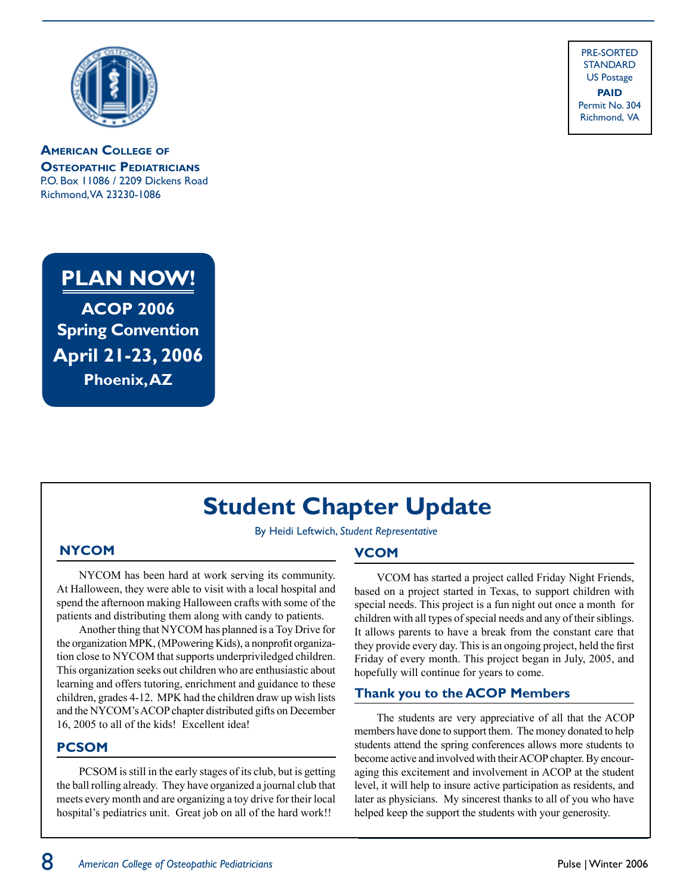**American College of Osteopathic Pediatricians**
P.O. Box 11086 / 2209 Dickens Road
Richmond, VA 23230-1086

PRE-SORTED
STANDARD
US Postage
**PAID**
Permit No. 304
Richmond, VA

## PLAN NOW!

**ACOP 2006**
**Spring Convention**
**April 21-23, 2006**
**Phoenix, AZ**

# Student Chapter Update

By Heidi Leftwich, *Student Representative*

## NYCOM

NYCOM has been hard at work serving its community. At Halloween, they were able to visit with a local hospital and spend the afternoon making Halloween crafts with some of the patients and distributing them along with candy to patients.

Another thing that NYCOM has planned is a Toy Drive for the organization MPK, (MPowering Kids), a nonprofit organization close to NYCOM that supports underpriviledged children. This organization seeks out children who are enthusiastic about learning and offers tutoring, enrichment and guidance to these children, grades 4-12. MPK had the children draw up wish lists and the NYCOM's ACOP chapter distributed gifts on December 16, 2005 to all of the kids! Excellent idea!

## PCSOM

PCSOM is still in the early stages of its club, but is getting the ball rolling already. They have organized a journal club that meets every month and are organizing a toy drive for their local hospital's pediatrics unit. Great job on all of the hard work!!

## VCOM

VCOM has started a project called Friday Night Friends, based on a project started in Texas, to support children with special needs. This project is a fun night out once a month for children with all types of special needs and any of their siblings. It allows parents to have a break from the constant care that they provide every day. This is an ongoing project, held the first Friday of every month. This project began in July, 2005, and hopefully will continue for years to come.

## Thank you to the ACOP Members

The students are very appreciative of all that the ACOP members have done to support them. The money donated to help students attend the spring conferences allows more students to become active and involved with their ACOP chapter. By encouraging this excitement and involvement in ACOP at the student level, it will help to insure active participation as residents, and later as physicians. My sincerest thanks to all of you who have helped keep the support the students with your generosity.